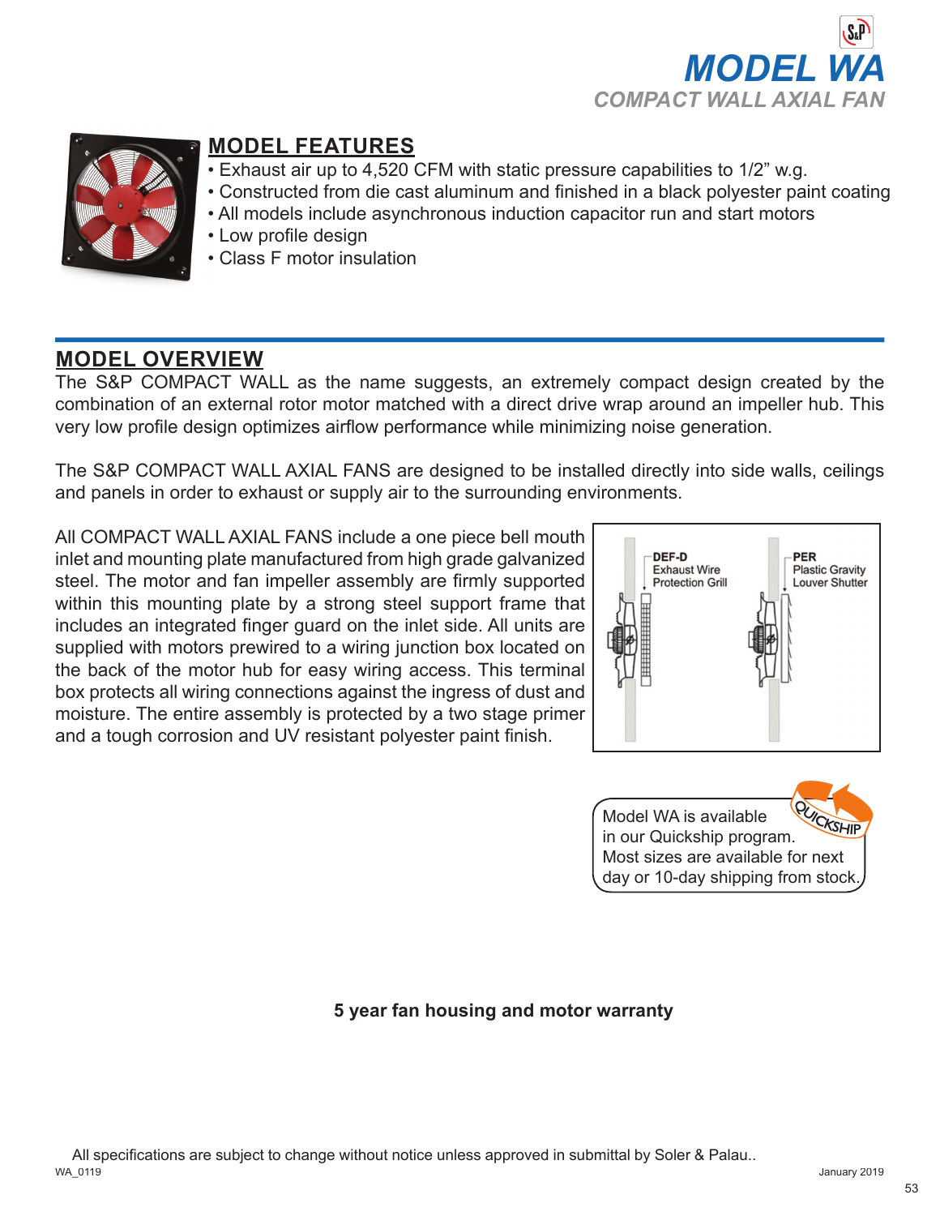# MODEL WA

## COMPACT WALL AXIAL FAN

## MODEL FEATURES

- Exhaust air up to 4,520 CFM with static pressure capabilities to 1/2" w.g.
- Constructed from die cast aluminum and finished in a black polyester paint coating
- All models include asynchronous induction capacitor run and start motors
- Low profile design
- Class F motor insulation

## MODEL OVERVIEW

The S&P COMPACT WALL as the name suggests, an extremely compact design created by the combination of an external rotor motor matched with a direct drive wrap around an impeller hub. This very low profile design optimizes airflow performance while minimizing noise generation.

The S&P COMPACT WALL AXIAL FANS are designed to be installed directly into side walls, ceilings and panels in order to exhaust or supply air to the surrounding environments.

All COMPACT WALL AXIAL FANS include a one piece bell mouth inlet and mounting plate manufactured from high grade galvanized steel. The motor and fan impeller assembly are firmly supported within this mounting plate by a strong steel support frame that includes an integrated finger guard on the inlet side. All units are supplied with motors prewired to a wiring junction box located on the back of the motor hub for easy wiring access. This terminal box protects all wiring connections against the ingress of dust and moisture. The entire assembly is protected by a two stage primer and a tough corrosion and UV resistant polyester paint finish.

**DEF-D** Exhaust Wire Protection Grill

**PER** Plastic Gravity Louver Shutter

Model WA is available in our Quickship program. Most sizes are available for next day or 10-day shipping from stock.

**5 year fan housing and motor warranty**

All specifications are subject to change without notice unless approved in submittal by Soler & Palau..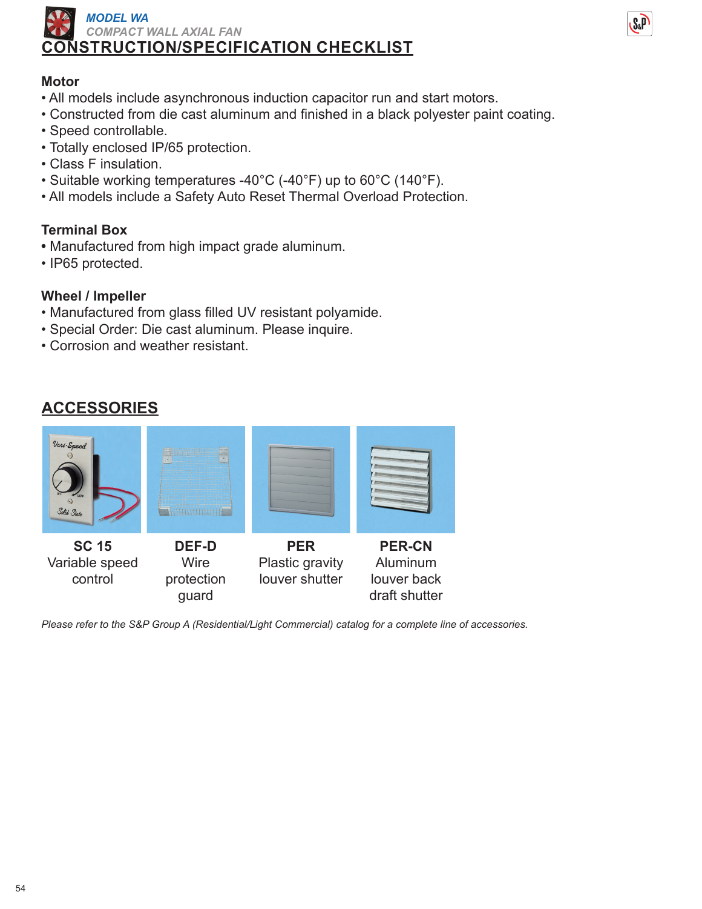*MODEL WA*

*COMPACT WALL AXIAL FAN*

# CONSTRUCTION/SPECIFICATION CHECKLIST

### Motor

- All models include asynchronous induction capacitor run and start motors.
- Constructed from die cast aluminum and finished in a black polyester paint coating.
- Speed controllable.
- Totally enclosed IP/65 protection.
- Class F insulation.
- Suitable working temperatures -40°C (-40°F) up to 60°C (140°F).
- All models include a Safety Auto Reset Thermal Overload Protection.

### Terminal Box

- Manufactured from high impact grade aluminum.
- IP65 protected.

### Wheel / Impeller

- Manufactured from glass filled UV resistant polyamide.
- Special Order: Die cast aluminum. Please inquire.
- Corrosion and weather resistant.

## ACCESSORIES

**SC 15**
Variable speed control

**DEF-D**
Wire protection guard

**PER**
Plastic gravity louver shutter

**PER-CN**
Aluminum louver back draft shutter

*Please refer to the S&P Group A (Residential/Light Commercial) catalog for a complete line of accessories.*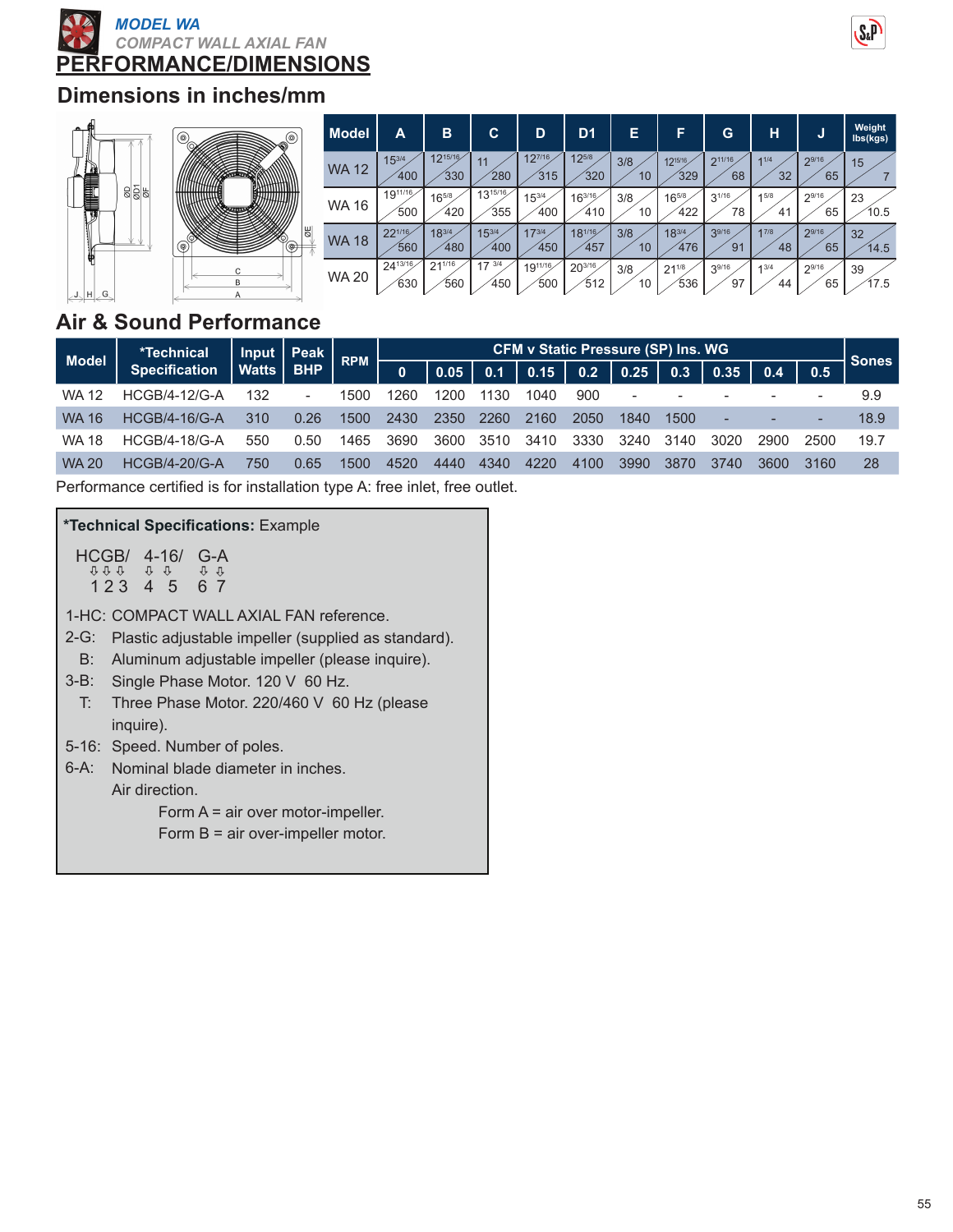*MODEL WA*

*COMPACT WALL AXIAL FAN*

# PERFORMANCE/DIMENSIONS

## Dimensions in inches/mm

| Model | A | B | C | D | D1 | E | F | G | H | J | Weight lbs(kgs) |
|---|---|---|---|---|---|---|---|---|---|---|---|
| WA 12 | 15 3/4 / 400 | 12 15/16 / 330 | 11 / 280 | 12 7/16 / 315 | 12 5/8 / 320 | 3/8 / 10 | 12 15/16 / 329 | 2 11/16 / 68 | 1 1/4 / 32 | 2 9/16 / 65 | 15 / 7 |
| WA 16 | 19 11/16 / 500 | 16 5/8 / 420 | 13 15/16 / 355 | 15 3/4 / 400 | 16 3/16 / 410 | 3/8 / 10 | 16 5/8 / 422 | 3 1/16 / 78 | 1 5/8 / 41 | 2 9/16 / 65 | 23 / 10.5 |
| WA 18 | 22 1/16 / 560 | 18 3/4 / 480 | 15 3/4 / 400 | 17 3/4 / 450 | 18 1/16 / 457 | 3/8 / 10 | 18 3/4 / 476 | 3 9/16 / 91 | 1 7/8 / 48 | 2 9/16 / 65 | 32 / 14.5 |
| WA 20 | 24 13/16 / 630 | 21 1/16 / 560 | 17 3/4 / 450 | 19 11/16 / 500 | 20 3/16 / 512 | 3/8 / 10 | 21 1/8 / 536 | 3 9/16 / 97 | 1 3/4 / 44 | 2 9/16 / 65 | 39 / 17.5 |

## Air & Sound Performance

| Model | *Technical Specification | Input Watts | Peak BHP | RPM | CFM v Static Pressure (SP) Ins. WG | | | | | | | | | | Sones |
|---|---|---|---|---|---|---|---|---|---|---|---|---|---|---|---|
| | | | | | 0 | 0.05 | 0.1 | 0.15 | 0.2 | 0.25 | 0.3 | 0.35 | 0.4 | 0.5 | |
| WA 12 | HCGB/4-12/G-A | 132 | - | 1500 | 1260 | 1200 | 1130 | 1040 | 900 | - | - | - | - | - | 9.9 |
| WA 16 | HCGB/4-16/G-A | 310 | 0.26 | 1500 | 2430 | 2350 | 2260 | 2160 | 2050 | 1840 | 1500 | - | - | - | 18.9 |
| WA 18 | HCGB/4-18/G-A | 550 | 0.50 | 1465 | 3690 | 3600 | 3510 | 3410 | 3330 | 3240 | 3140 | 3020 | 2900 | 2500 | 19.7 |
| WA 20 | HCGB/4-20/G-A | 750 | 0.65 | 1500 | 4520 | 4440 | 4340 | 4220 | 4100 | 3990 | 3870 | 3740 | 3600 | 3160 | 28 |

Performance certified is for installation type A: free inlet, free outlet.

**\*Technical Specifications:** Example

HCGB/ 4-16/ G-A
1 2 3 4 5 6 7

1-HC: COMPACT WALL AXIAL FAN reference.

2-G: Plastic adjustable impeller (supplied as standard).

B: Aluminum adjustable impeller (please inquire).

3-B: Single Phase Motor. 120 V 60 Hz.

T: Three Phase Motor. 220/460 V 60 Hz (please inquire).

5-16: Speed. Number of poles.

6-A: Nominal blade diameter in inches.

Air direction.

Form A = air over motor-impeller.

Form B = air over-impeller motor.